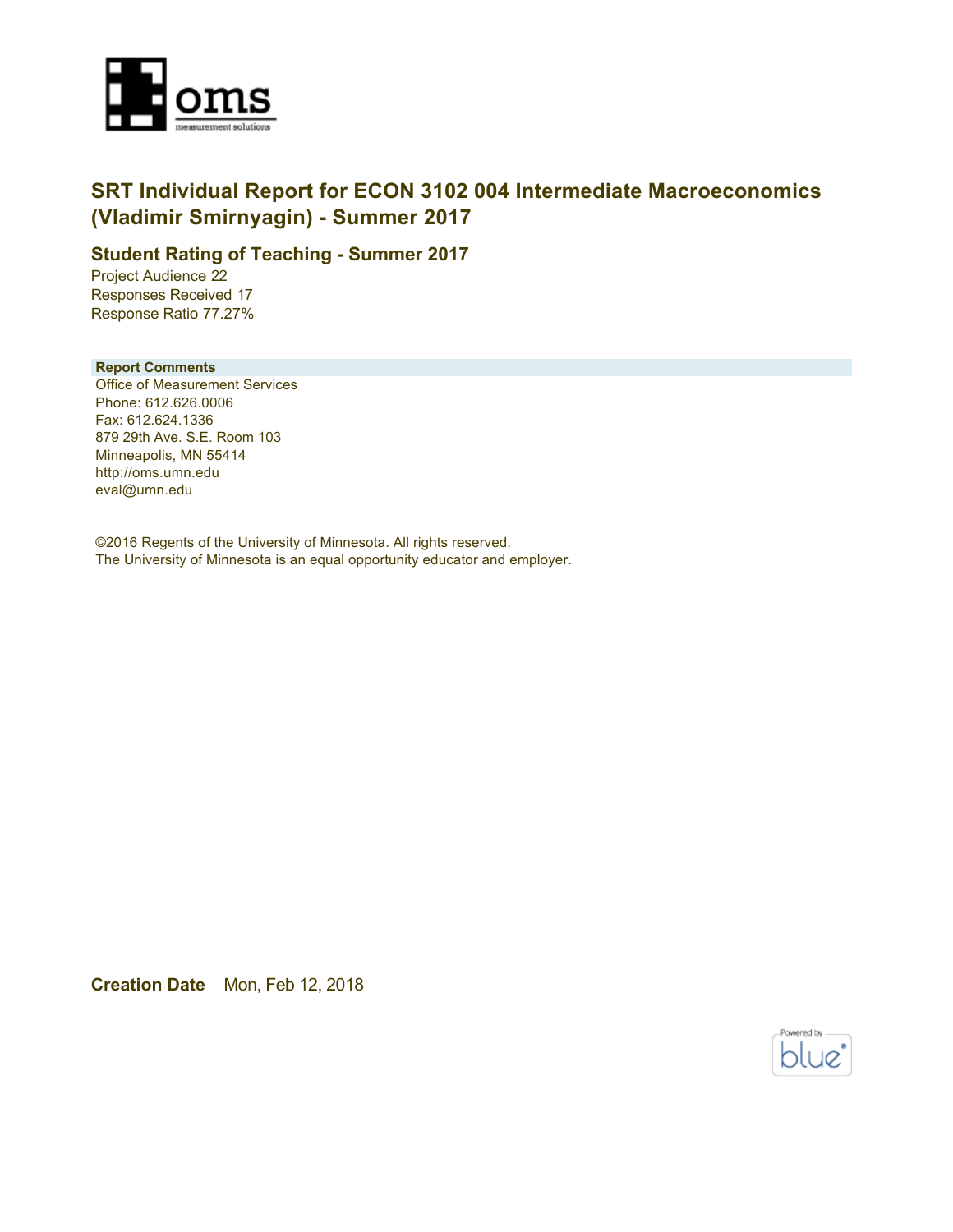# SRT Individual Report for ECON 3102 004 Intermediate Macroeconomics (Vladimir Smirnyagin) - Summer 2017

## Student Rating of Teaching - Summer 2017

Project Audience 22
Responses Received 17
Response Ratio 77.27%

**Report Comments**

Office of Measurement Services
Phone: 612.626.0006
Fax: 612.624.1336
879 29th Ave. S.E. Room 103
Minneapolis, MN 55414
http://oms.umn.edu
eval@umn.edu

©2016 Regents of the University of Minnesota. All rights reserved.
The University of Minnesota is an equal opportunity educator and employer.

**Creation Date** Mon, Feb 12, 2018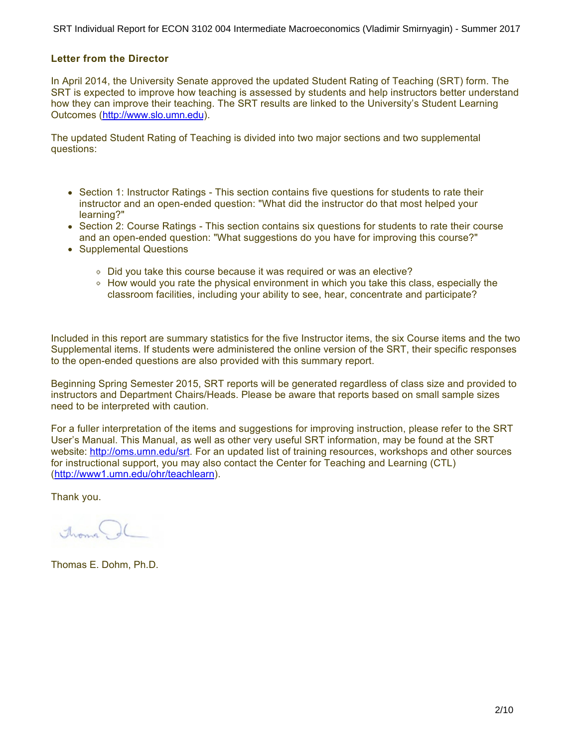## Letter from the Director

In April 2014, the University Senate approved the updated Student Rating of Teaching (SRT) form. The SRT is expected to improve how teaching is assessed by students and help instructors better understand how they can improve their teaching. The SRT results are linked to the University's Student Learning Outcomes (http://www.slo.umn.edu).

The updated Student Rating of Teaching is divided into two major sections and two supplemental questions:

- Section 1: Instructor Ratings - This section contains five questions for students to rate their instructor and an open-ended question: "What did the instructor do that most helped your learning?"
- Section 2: Course Ratings - This section contains six questions for students to rate their course and an open-ended question: "What suggestions do you have for improving this course?"
- Supplemental Questions
  - Did you take this course because it was required or was an elective?
  - How would you rate the physical environment in which you take this class, especially the classroom facilities, including your ability to see, hear, concentrate and participate?

Included in this report are summary statistics for the five Instructor items, the six Course items and the two Supplemental items. If students were administered the online version of the SRT, their specific responses to the open-ended questions are also provided with this summary report.

Beginning Spring Semester 2015, SRT reports will be generated regardless of class size and provided to instructors and Department Chairs/Heads. Please be aware that reports based on small sample sizes need to be interpreted with caution.

For a fuller interpretation of the items and suggestions for improving instruction, please refer to the SRT User's Manual. This Manual, as well as other very useful SRT information, may be found at the SRT website: http://oms.umn.edu/srt. For an updated list of training resources, workshops and other sources for instructional support, you may also contact the Center for Teaching and Learning (CTL) (http://www1.umn.edu/ohr/teachlearn).

Thank you.

Thomas E. Dohm, Ph.D.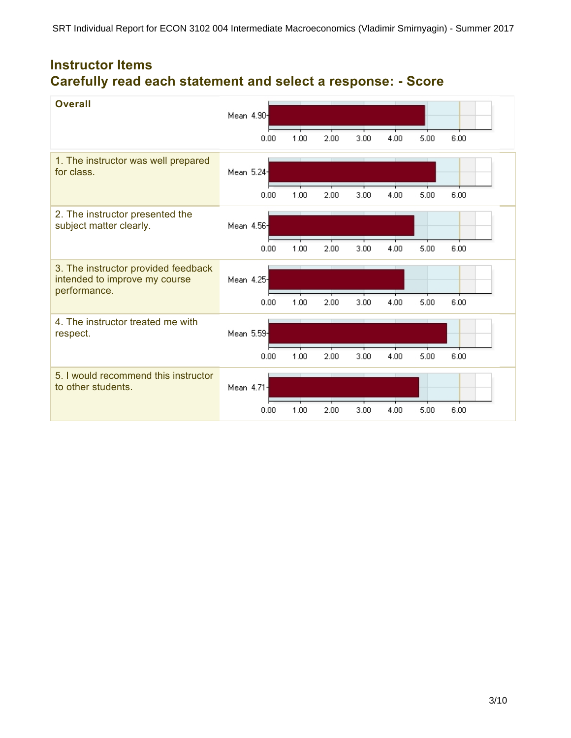## Instructor Items
## Carefully read each statement and select a response: - Score

**Overall**

Mean 4.90

0.00 1.00 2.00 3.00 4.00 5.00 6.00

1. The instructor was well prepared for class.

Mean 5.24

0.00 1.00 2.00 3.00 4.00 5.00 6.00

2. The instructor presented the subject matter clearly.

Mean 4.56

0.00 1.00 2.00 3.00 4.00 5.00 6.00

3. The instructor provided feedback intended to improve my course performance.

Mean 4.25

0.00 1.00 2.00 3.00 4.00 5.00 6.00

4. The instructor treated me with respect.

Mean 5.59

0.00 1.00 2.00 3.00 4.00 5.00 6.00

5. I would recommend this instructor to other students.

Mean 4.71

0.00 1.00 2.00 3.00 4.00 5.00 6.00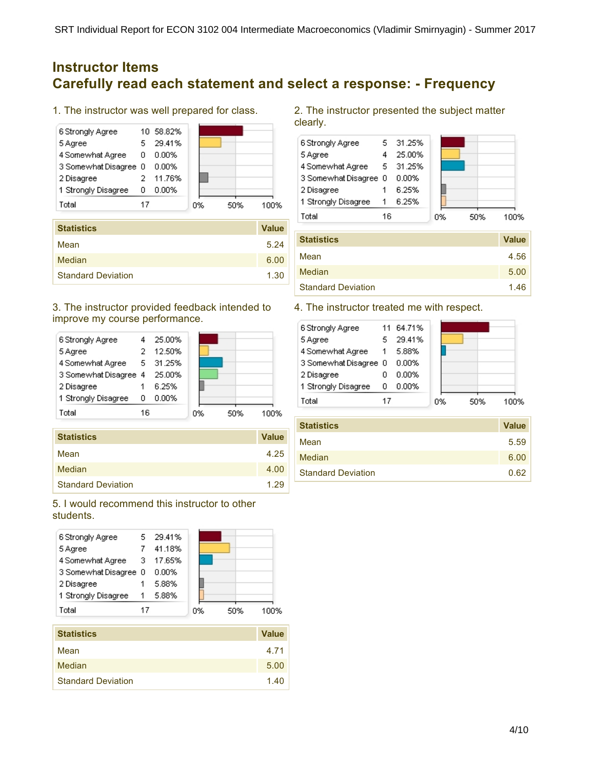## Instructor Items
## Carefully read each statement and select a response: - Frequency

1. The instructor was well prepared for class.

| | | |
|---|---|---|
| 6 Strongly Agree | 10 | 58.82% |
| 5 Agree | 5 | 29.41% |
| 4 Somewhat Agree | 0 | 0.00% |
| 3 Somewhat Disagree | 0 | 0.00% |
| 2 Disagree | 2 | 11.76% |
| 1 Strongly Disagree | 0 | 0.00% |
| Total | 17 | |

0% 50% 100%

| Statistics | Value |
|---|---|
| Mean | 5.24 |
| Median | 6.00 |
| Standard Deviation | 1.30 |

2. The instructor presented the subject matter clearly.

| | | |
|---|---|---|
| 6 Strongly Agree | 5 | 31.25% |
| 5 Agree | 4 | 25.00% |
| 4 Somewhat Agree | 5 | 31.25% |
| 3 Somewhat Disagree | 0 | 0.00% |
| 2 Disagree | 1 | 6.25% |
| 1 Strongly Disagree | 1 | 6.25% |
| Total | 16 | |

0% 50% 100%

| Statistics | Value |
|---|---|
| Mean | 4.56 |
| Median | 5.00 |
| Standard Deviation | 1.46 |

3. The instructor provided feedback intended to improve my course performance.

| | | |
|---|---|---|
| 6 Strongly Agree | 4 | 25.00% |
| 5 Agree | 2 | 12.50% |
| 4 Somewhat Agree | 5 | 31.25% |
| 3 Somewhat Disagree | 4 | 25.00% |
| 2 Disagree | 1 | 6.25% |
| 1 Strongly Disagree | 0 | 0.00% |
| Total | 16 | |

0% 50% 100%

| Statistics | Value |
|---|---|
| Mean | 4.25 |
| Median | 4.00 |
| Standard Deviation | 1.29 |

4. The instructor treated me with respect.

| | | |
|---|---|---|
| 6 Strongly Agree | 11 | 64.71% |
| 5 Agree | 5 | 29.41% |
| 4 Somewhat Agree | 1 | 5.88% |
| 3 Somewhat Disagree | 0 | 0.00% |
| 2 Disagree | 0 | 0.00% |
| 1 Strongly Disagree | 0 | 0.00% |
| Total | 17 | |

0% 50% 100%

| Statistics | Value |
|---|---|
| Mean | 5.59 |
| Median | 6.00 |
| Standard Deviation | 0.62 |

5. I would recommend this instructor to other students.

| | | |
|---|---|---|
| 6 Strongly Agree | 5 | 29.41% |
| 5 Agree | 7 | 41.18% |
| 4 Somewhat Agree | 3 | 17.65% |
| 3 Somewhat Disagree | 0 | 0.00% |
| 2 Disagree | 1 | 5.88% |
| 1 Strongly Disagree | 1 | 5.88% |
| Total | 17 | |

0% 50% 100%

| Statistics | Value |
|---|---|
| Mean | 4.71 |
| Median | 5.00 |
| Standard Deviation | 1.40 |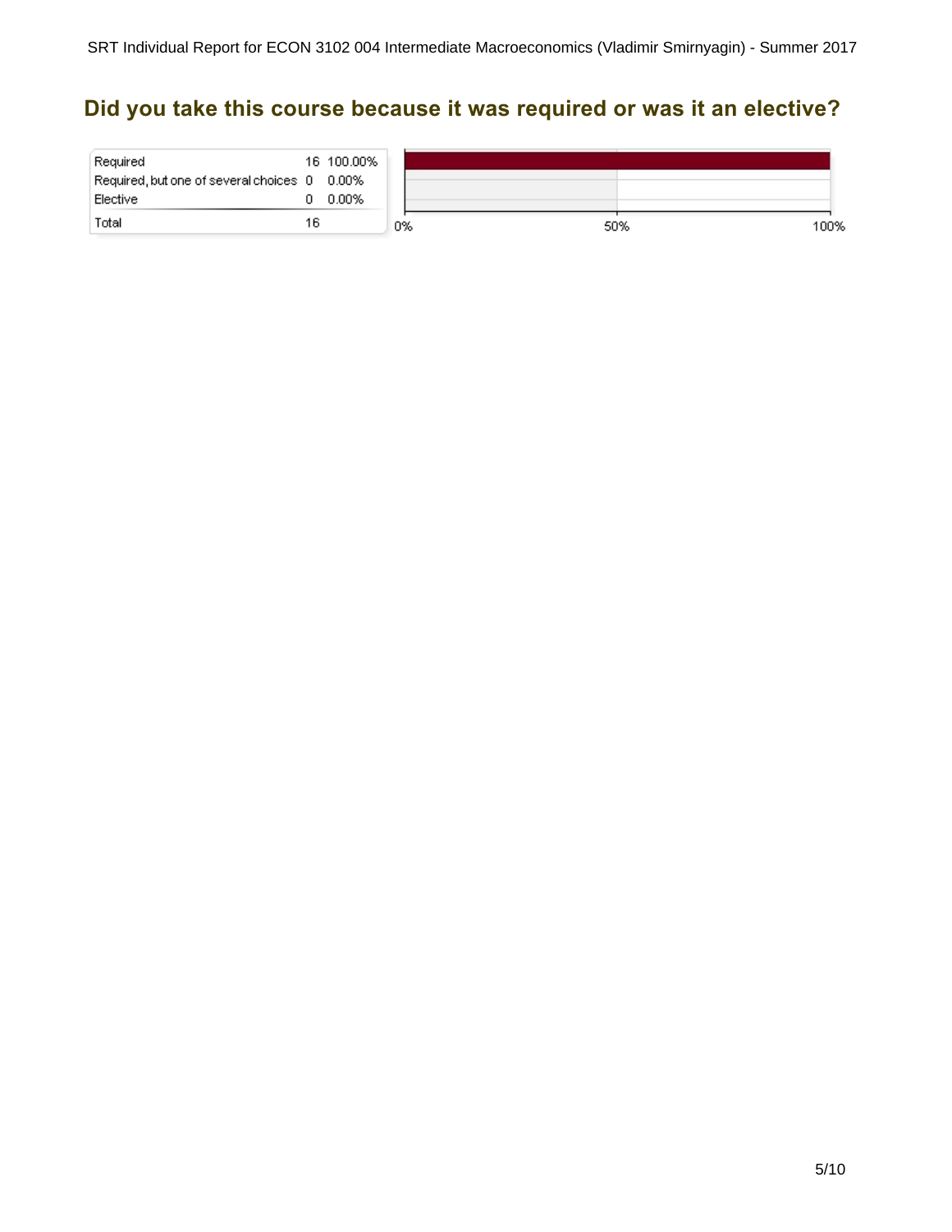## Did you take this course because it was required or was it an elective?

| | | |
|---|---|---|
| Required | 16 | 100.00% |
| Required, but one of several choices | 0 | 0.00% |
| Elective | 0 | 0.00% |
| Total | 16 | |

0%
50%
100%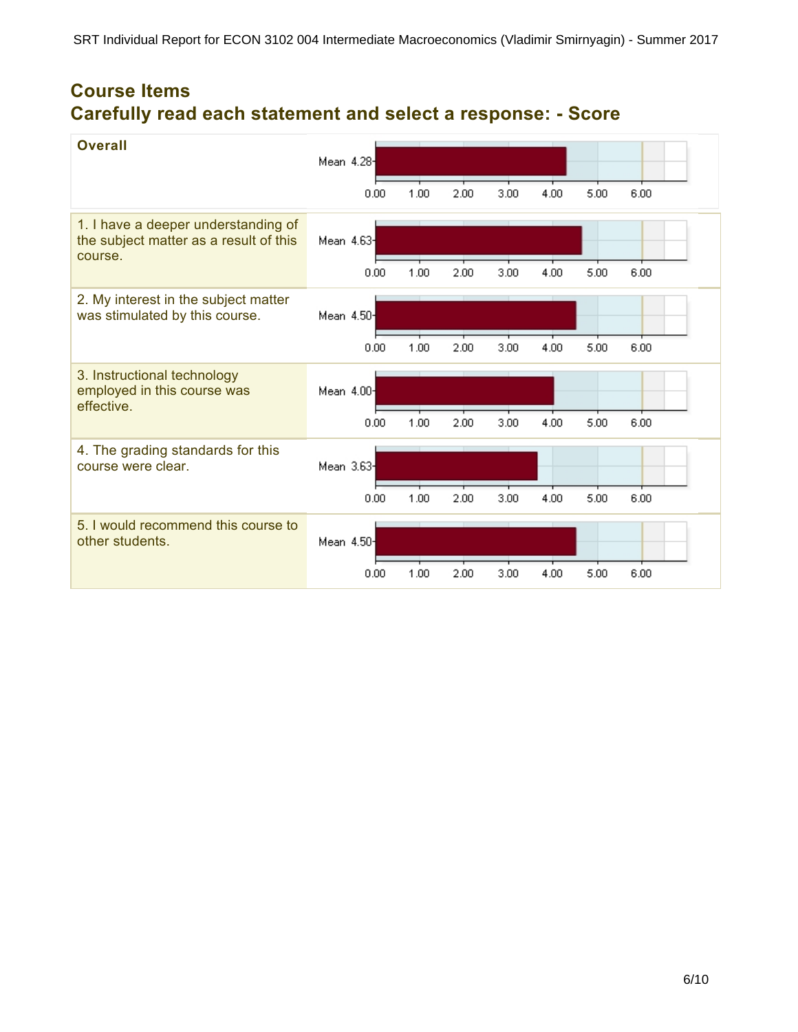## Course Items
## Carefully read each statement and select a response: - Score

**Overall**

Mean 4.28

0.00 1.00 2.00 3.00 4.00 5.00 6.00

1. I have a deeper understanding of the subject matter as a result of this course.

Mean 4.63

0.00 1.00 2.00 3.00 4.00 5.00 6.00

2. My interest in the subject matter was stimulated by this course.

Mean 4.50

0.00 1.00 2.00 3.00 4.00 5.00 6.00

3. Instructional technology employed in this course was effective.

Mean 4.00

0.00 1.00 2.00 3.00 4.00 5.00 6.00

4. The grading standards for this course were clear.

Mean 3.63

0.00 1.00 2.00 3.00 4.00 5.00 6.00

5. I would recommend this course to other students.

Mean 4.50

0.00 1.00 2.00 3.00 4.00 5.00 6.00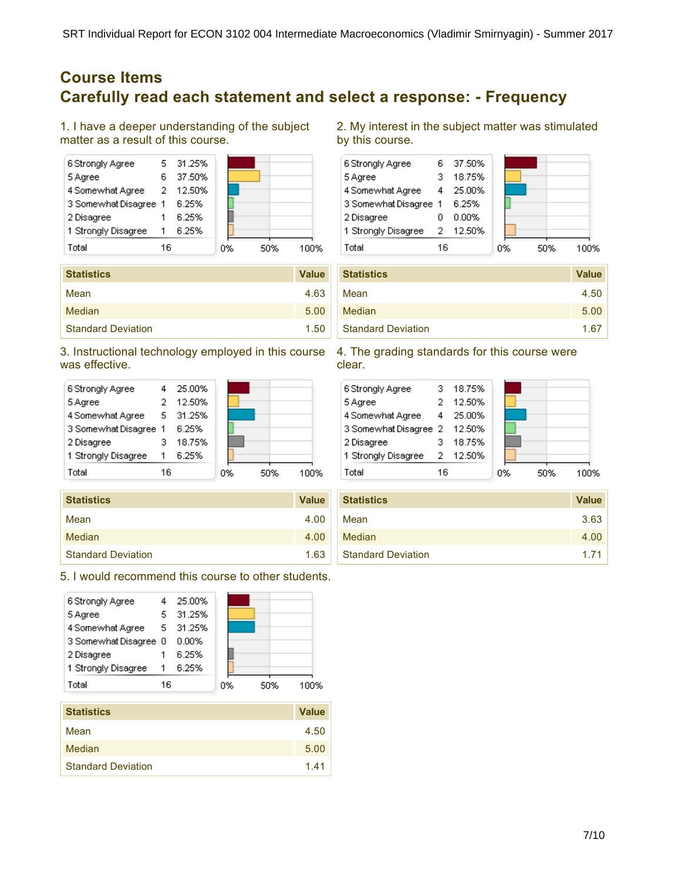# Course Items

## Carefully read each statement and select a response: - Frequency

1. I have a deeper understanding of the subject matter as a result of this course.

| | | |
|---|---|---|
| 6 Strongly Agree | 5 | 31.25% |
| 5 Agree | 6 | 37.50% |
| 4 Somewhat Agree | 2 | 12.50% |
| 3 Somewhat Disagree | 1 | 6.25% |
| 2 Disagree | 1 | 6.25% |
| 1 Strongly Disagree | 1 | 6.25% |
| Total | 16 | |

0% 50% 100%

| Statistics | Value |
|---|---|
| Mean | 4.63 |
| Median | 5.00 |
| Standard Deviation | 1.50 |

2. My interest in the subject matter was stimulated by this course.

| | | |
|---|---|---|
| 6 Strongly Agree | 6 | 37.50% |
| 5 Agree | 3 | 18.75% |
| 4 Somewhat Agree | 4 | 25.00% |
| 3 Somewhat Disagree | 1 | 6.25% |
| 2 Disagree | 0 | 0.00% |
| 1 Strongly Disagree | 2 | 12.50% |
| Total | 16 | |

0% 50% 100%

| Statistics | Value |
|---|---|
| Mean | 4.50 |
| Median | 5.00 |
| Standard Deviation | 1.67 |

3. Instructional technology employed in this course was effective.

| | | |
|---|---|---|
| 6 Strongly Agree | 4 | 25.00% |
| 5 Agree | 2 | 12.50% |
| 4 Somewhat Agree | 5 | 31.25% |
| 3 Somewhat Disagree | 1 | 6.25% |
| 2 Disagree | 3 | 18.75% |
| 1 Strongly Disagree | 1 | 6.25% |
| Total | 16 | |

0% 50% 100%

| Statistics | Value |
|---|---|
| Mean | 4.00 |
| Median | 4.00 |
| Standard Deviation | 1.63 |

4. The grading standards for this course were clear.

| | | |
|---|---|---|
| 6 Strongly Agree | 3 | 18.75% |
| 5 Agree | 2 | 12.50% |
| 4 Somewhat Agree | 4 | 25.00% |
| 3 Somewhat Disagree | 2 | 12.50% |
| 2 Disagree | 3 | 18.75% |
| 1 Strongly Disagree | 2 | 12.50% |
| Total | 16 | |

0% 50% 100%

| Statistics | Value |
|---|---|
| Mean | 3.63 |
| Median | 4.00 |
| Standard Deviation | 1.71 |

5. I would recommend this course to other students.

| | | |
|---|---|---|
| 6 Strongly Agree | 4 | 25.00% |
| 5 Agree | 5 | 31.25% |
| 4 Somewhat Agree | 5 | 31.25% |
| 3 Somewhat Disagree | 0 | 0.00% |
| 2 Disagree | 1 | 6.25% |
| 1 Strongly Disagree | 1 | 6.25% |
| Total | 16 | |

0% 50% 100%

| Statistics | Value |
|---|---|
| Mean | 4.50 |
| Median | 5.00 |
| Standard Deviation | 1.41 |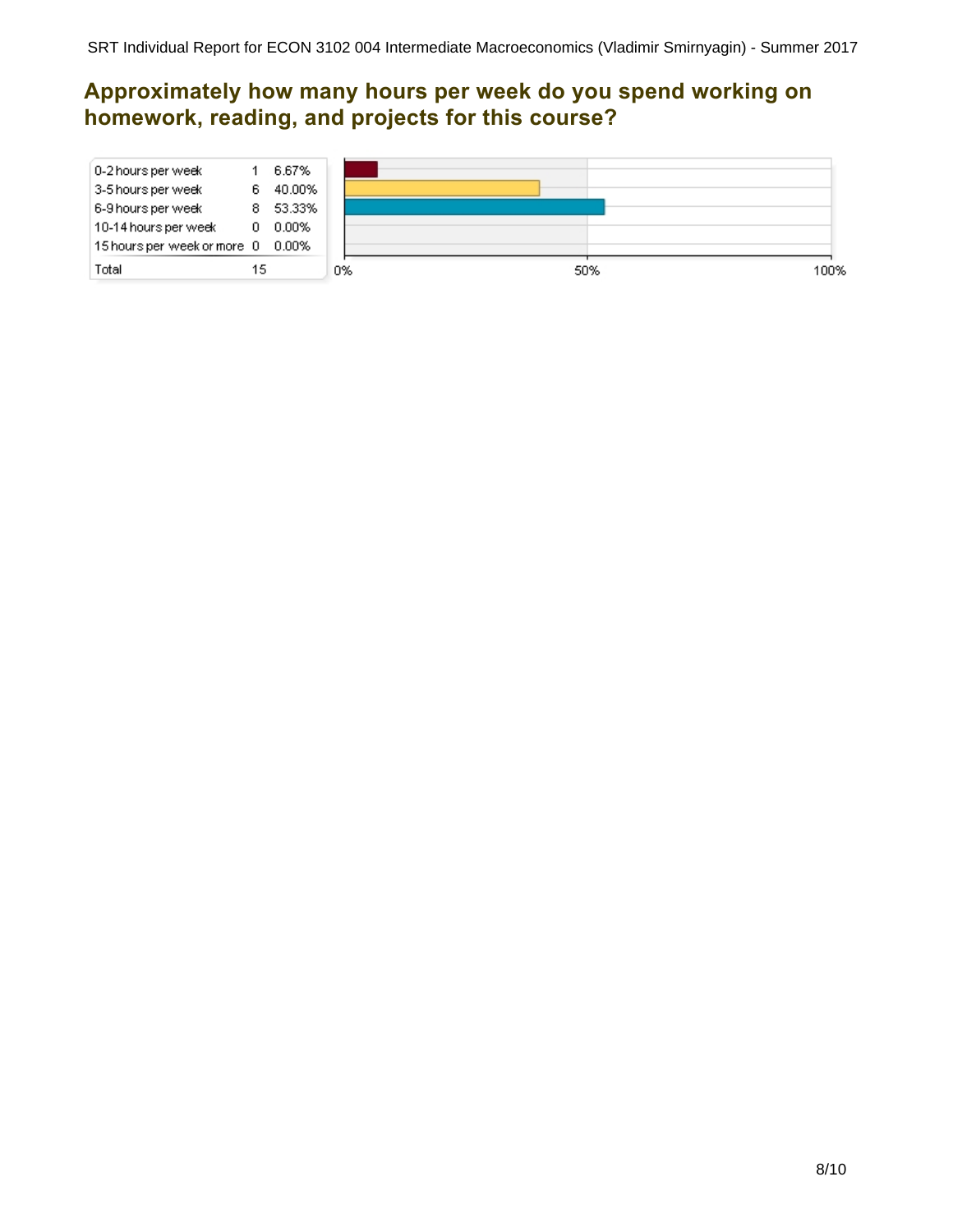## Approximately how many hours per week do you spend working on homework, reading, and projects for this course?

| | | |
|---|---|---|
| 0-2 hours per week | 1 | 6.67% |
| 3-5 hours per week | 6 | 40.00% |
| 6-9 hours per week | 8 | 53.33% |
| 10-14 hours per week | 0 | 0.00% |
| 15 hours per week or more | 0 | 0.00% |
| Total | 15 | |

0%

50%

100%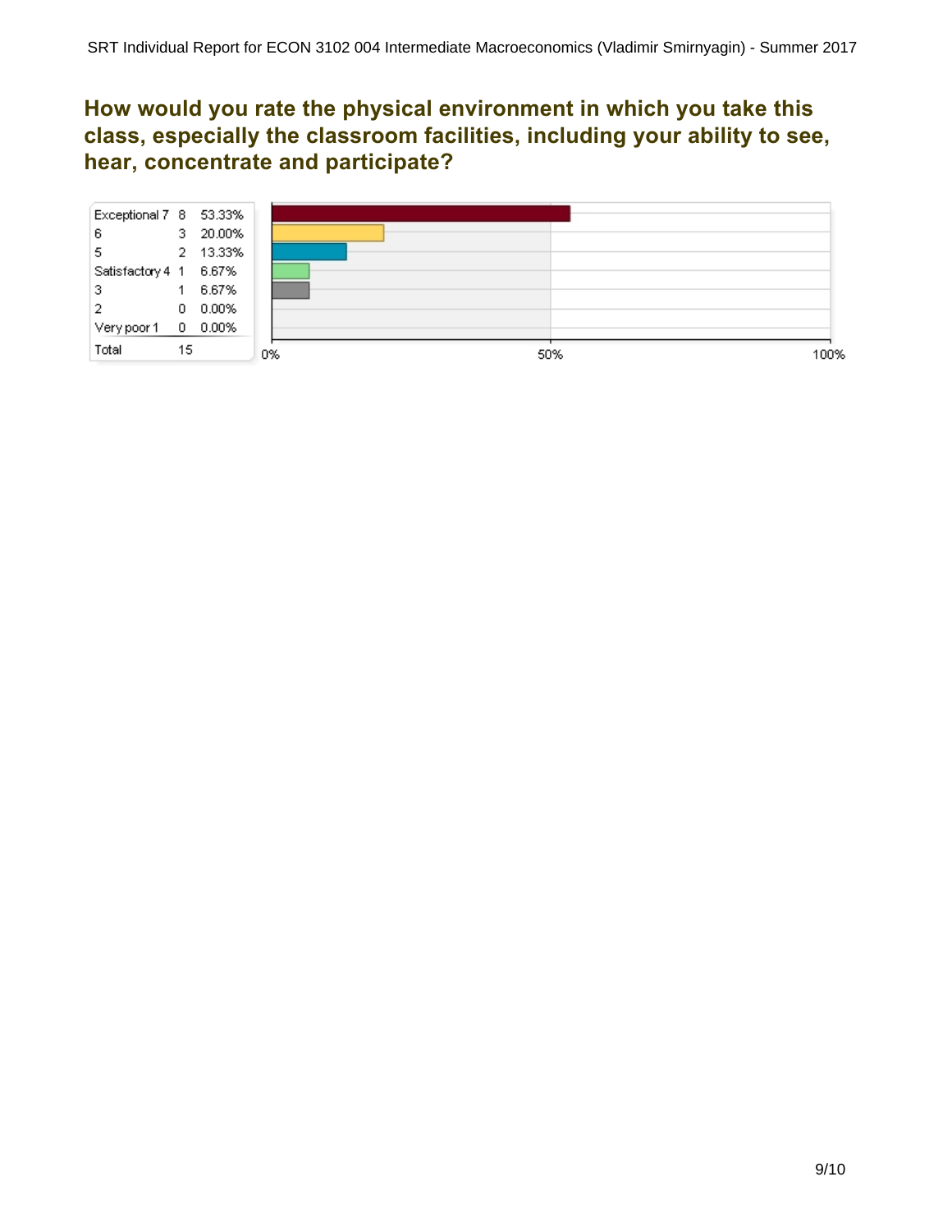## How would you rate the physical environment in which you take this class, especially the classroom facilities, including your ability to see, hear, concentrate and participate?

| | | |
|---|---|---|
| Exceptional 7 | 8 | 53.33% |
| 6 | 3 | 20.00% |
| 5 | 2 | 13.33% |
| Satisfactory 4 | 1 | 6.67% |
| 3 | 1 | 6.67% |
| 2 | 0 | 0.00% |
| Very poor 1 | 0 | 0.00% |
| Total | 15 | |

0%
50%
100%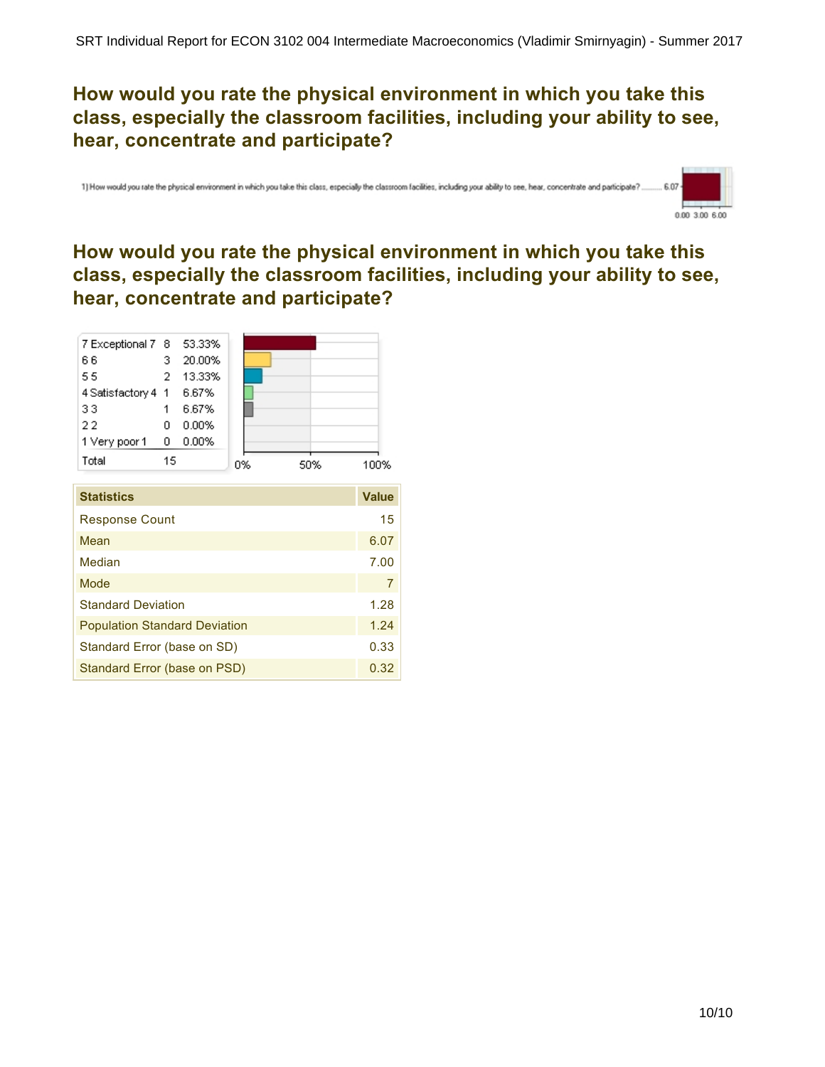## How would you rate the physical environment in which you take this class, especially the classroom facilities, including your ability to see, hear, concentrate and participate?

1) How would you rate the physical environment in which you take this class, especially the classroom facilities, including your ability to see, hear, concentrate and participate? .......... 6.07

0.00 3.00 6.00

## How would you rate the physical environment in which you take this class, especially the classroom facilities, including your ability to see, hear, concentrate and participate?

| | | |
|---|---|---|
| 7 Exceptional 7 | 8 | 53.33% |
| 6 6 | 3 | 20.00% |
| 5 5 | 2 | 13.33% |
| 4 Satisfactory 4 | 1 | 6.67% |
| 3 3 | 1 | 6.67% |
| 2 2 | 0 | 0.00% |
| 1 Very poor 1 | 0 | 0.00% |
| Total | 15 | |

0% 50% 100%

| Statistics | Value |
|---|---|
| Response Count | 15 |
| Mean | 6.07 |
| Median | 7.00 |
| Mode | 7 |
| Standard Deviation | 1.28 |
| Population Standard Deviation | 1.24 |
| Standard Error (base on SD) | 0.33 |
| Standard Error (base on PSD) | 0.32 |